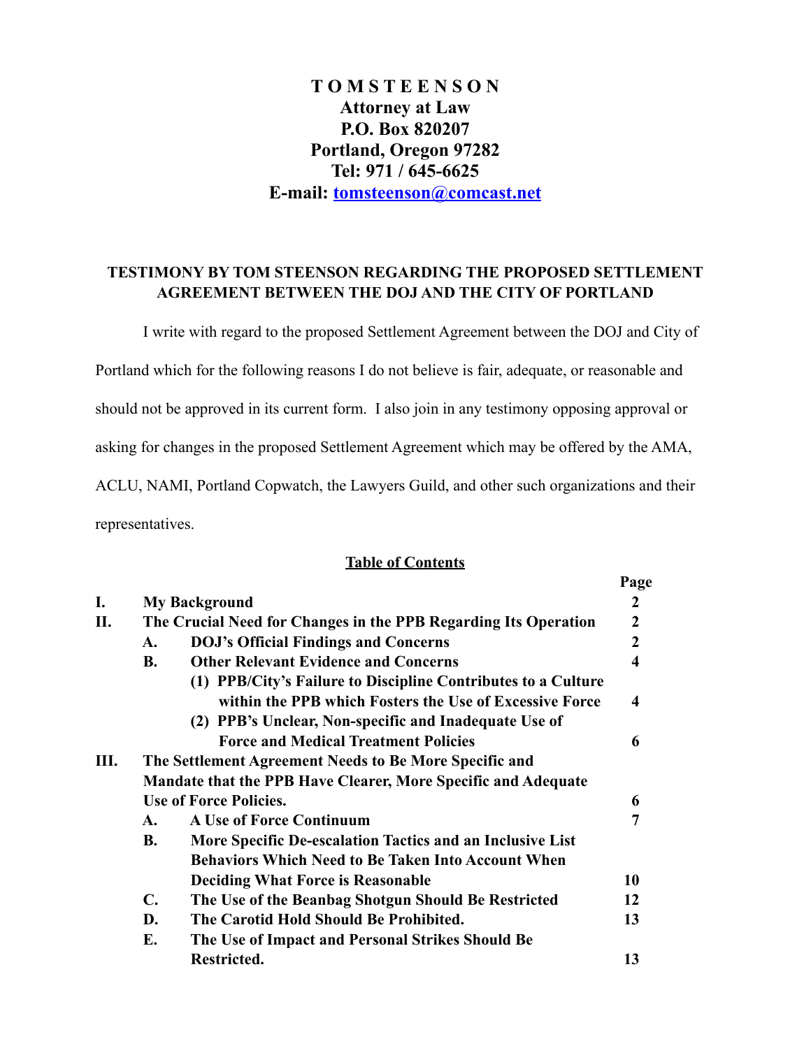**T O M S T E E N S O N**
**Attorney at Law**
**P.O. Box 820207**
**Portland, Oregon 97282**
**Tel: 971 / 645-6625**
**E-mail: tomsteenson@comcast.net**

## TESTIMONY BY TOM STEENSON REGARDING THE PROPOSED SETTLEMENT AGREEMENT BETWEEN THE DOJ AND THE CITY OF PORTLAND

I write with regard to the proposed Settlement Agreement between the DOJ and City of Portland which for the following reasons I do not believe is fair, adequate, or reasonable and should not be approved in its current form. I also join in any testimony opposing approval or asking for changes in the proposed Settlement Agreement which may be offered by the AMA, ACLU, NAMI, Portland Copwatch, the Lawyers Guild, and other such organizations and their representatives.

**Table of Contents**

| | | Page |
|---|---|---|
| **I.** | **My Background** | **2** |
| **II.** | **The Crucial Need for Changes in the PPB Regarding Its Operation** | **2** |
| | **A. DOJ's Official Findings and Concerns** | **2** |
| | **B. Other Relevant Evidence and Concerns** | **4** |
| | **(1) PPB/City's Failure to Discipline Contributes to a Culture within the PPB which Fosters the Use of Excessive Force** | **4** |
| | **(2) PPB's Unclear, Non-specific and Inadequate Use of Force and Medical Treatment Policies** | **6** |
| **III.** | **The Settlement Agreement Needs to Be More Specific and Mandate that the PPB Have Clearer, More Specific and Adequate Use of Force Policies.** | **6** |
| | **A. A Use of Force Continuum** | **7** |
| | **B. More Specific De-escalation Tactics and an Inclusive List Behaviors Which Need to Be Taken Into Account When Deciding What Force is Reasonable** | **10** |
| | **C. The Use of the Beanbag Shotgun Should Be Restricted** | **12** |
| | **D. The Carotid Hold Should Be Prohibited.** | **13** |
| | **E. The Use of Impact and Personal Strikes Should Be Restricted.** | **13** |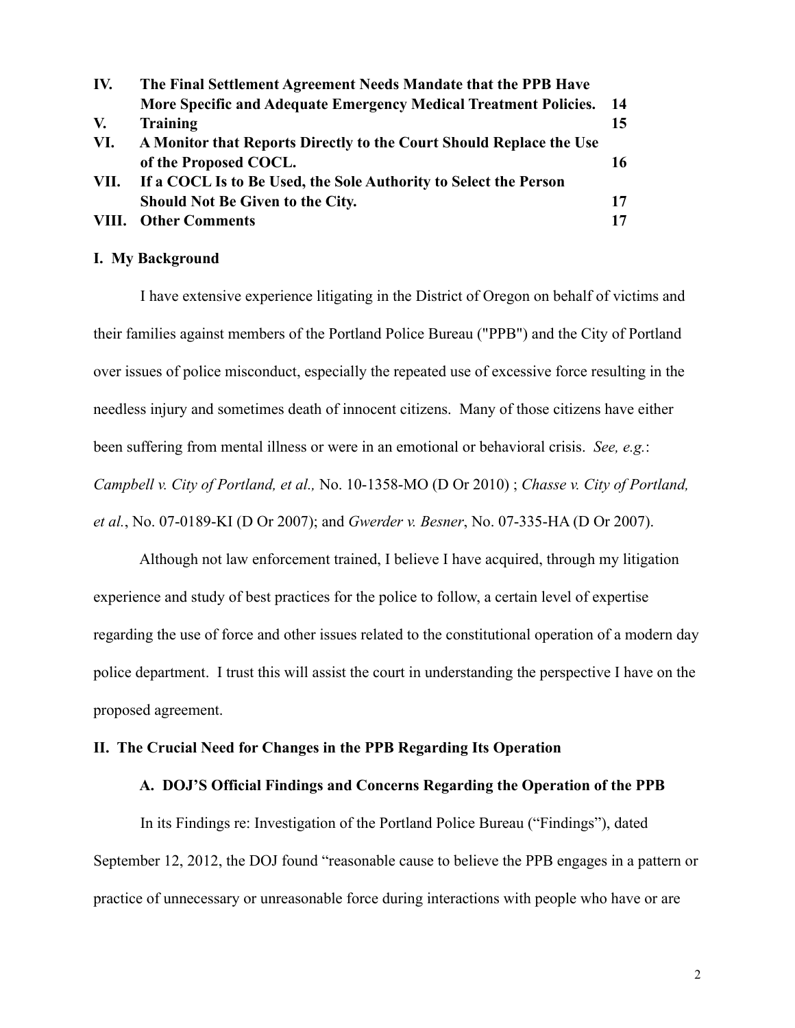| | | |
|---|---|---|
| **IV.** | **The Final Settlement Agreement Needs Mandate that the PPB Have More Specific and Adequate Emergency Medical Treatment Policies.** | **14** |
| **V.** | **Training** | **15** |
| **VI.** | **A Monitor that Reports Directly to the Court Should Replace the Use of the Proposed COCL.** | **16** |
| **VII.** | **If a COCL Is to Be Used, the Sole Authority to Select the Person Should Not Be Given to the City.** | **17** |
| **VIII.** | **Other Comments** | **17** |

## I. My Background

I have extensive experience litigating in the District of Oregon on behalf of victims and their families against members of the Portland Police Bureau ("PPB") and the City of Portland over issues of police misconduct, especially the repeated use of excessive force resulting in the needless injury and sometimes death of innocent citizens. Many of those citizens have either been suffering from mental illness or were in an emotional or behavioral crisis. *See, e.g.*: *Campbell v. City of Portland, et al.,* No. 10-1358-MO (D Or 2010) ; *Chasse v. City of Portland, et al.*, No. 07-0189-KI (D Or 2007); and *Gwerder v. Besner*, No. 07-335-HA (D Or 2007).

Although not law enforcement trained, I believe I have acquired, through my litigation experience and study of best practices for the police to follow, a certain level of expertise regarding the use of force and other issues related to the constitutional operation of a modern day police department. I trust this will assist the court in understanding the perspective I have on the proposed agreement.

## II. The Crucial Need for Changes in the PPB Regarding Its Operation

### A. DOJ'S Official Findings and Concerns Regarding the Operation of the PPB

In its Findings re: Investigation of the Portland Police Bureau ("Findings"), dated September 12, 2012, the DOJ found "reasonable cause to believe the PPB engages in a pattern or practice of unnecessary or unreasonable force during interactions with people who have or are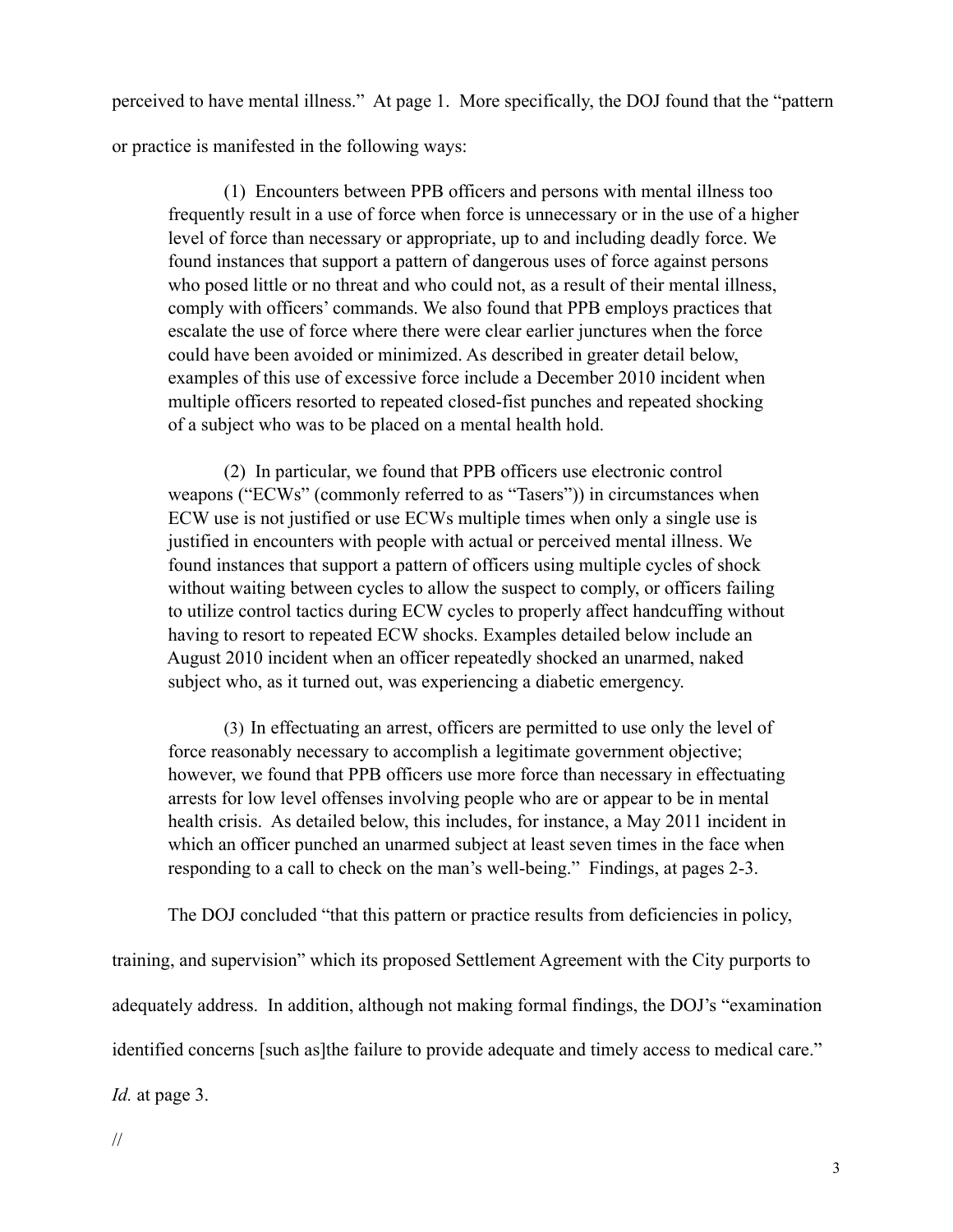perceived to have mental illness." At page 1. More specifically, the DOJ found that the "pattern or practice is manifested in the following ways:

> (1) Encounters between PPB officers and persons with mental illness too frequently result in a use of force when force is unnecessary or in the use of a higher level of force than necessary or appropriate, up to and including deadly force. We found instances that support a pattern of dangerous uses of force against persons who posed little or no threat and who could not, as a result of their mental illness, comply with officers' commands. We also found that PPB employs practices that escalate the use of force where there were clear earlier junctures when the force could have been avoided or minimized. As described in greater detail below, examples of this use of excessive force include a December 2010 incident when multiple officers resorted to repeated closed-fist punches and repeated shocking of a subject who was to be placed on a mental health hold.
>
> (2) In particular, we found that PPB officers use electronic control weapons ("ECWs" (commonly referred to as "Tasers")) in circumstances when ECW use is not justified or use ECWs multiple times when only a single use is justified in encounters with people with actual or perceived mental illness. We found instances that support a pattern of officers using multiple cycles of shock without waiting between cycles to allow the suspect to comply, or officers failing to utilize control tactics during ECW cycles to properly affect handcuffing without having to resort to repeated ECW shocks. Examples detailed below include an August 2010 incident when an officer repeatedly shocked an unarmed, naked subject who, as it turned out, was experiencing a diabetic emergency.
>
> (3) In effectuating an arrest, officers are permitted to use only the level of force reasonably necessary to accomplish a legitimate government objective; however, we found that PPB officers use more force than necessary in effectuating arrests for low level offenses involving people who are or appear to be in mental health crisis. As detailed below, this includes, for instance, a May 2011 incident in which an officer punched an unarmed subject at least seven times in the face when responding to a call to check on the man's well-being." Findings, at pages 2-3.

The DOJ concluded "that this pattern or practice results from deficiencies in policy, training, and supervision" which its proposed Settlement Agreement with the City purports to adequately address. In addition, although not making formal findings, the DOJ's "examination identified concerns [such as]the failure to provide adequate and timely access to medical care." *Id.* at page 3.

//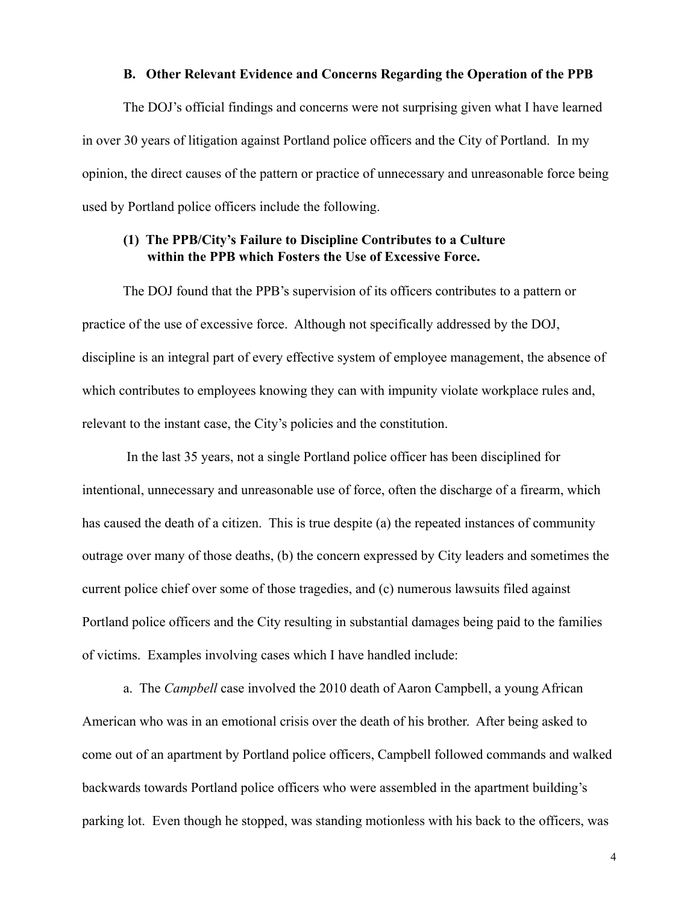### B. Other Relevant Evidence and Concerns Regarding the Operation of the PPB

The DOJ's official findings and concerns were not surprising given what I have learned in over 30 years of litigation against Portland police officers and the City of Portland. In my opinion, the direct causes of the pattern or practice of unnecessary and unreasonable force being used by Portland police officers include the following.

#### (1) The PPB/City's Failure to Discipline Contributes to a Culture within the PPB which Fosters the Use of Excessive Force.

The DOJ found that the PPB's supervision of its officers contributes to a pattern or practice of the use of excessive force. Although not specifically addressed by the DOJ, discipline is an integral part of every effective system of employee management, the absence of which contributes to employees knowing they can with impunity violate workplace rules and, relevant to the instant case, the City's policies and the constitution.

In the last 35 years, not a single Portland police officer has been disciplined for intentional, unnecessary and unreasonable use of force, often the discharge of a firearm, which has caused the death of a citizen. This is true despite (a) the repeated instances of community outrage over many of those deaths, (b) the concern expressed by City leaders and sometimes the current police chief over some of those tragedies, and (c) numerous lawsuits filed against Portland police officers and the City resulting in substantial damages being paid to the families of victims. Examples involving cases which I have handled include:

a. The *Campbell* case involved the 2010 death of Aaron Campbell, a young African American who was in an emotional crisis over the death of his brother. After being asked to come out of an apartment by Portland police officers, Campbell followed commands and walked backwards towards Portland police officers who were assembled in the apartment building's parking lot. Even though he stopped, was standing motionless with his back to the officers, was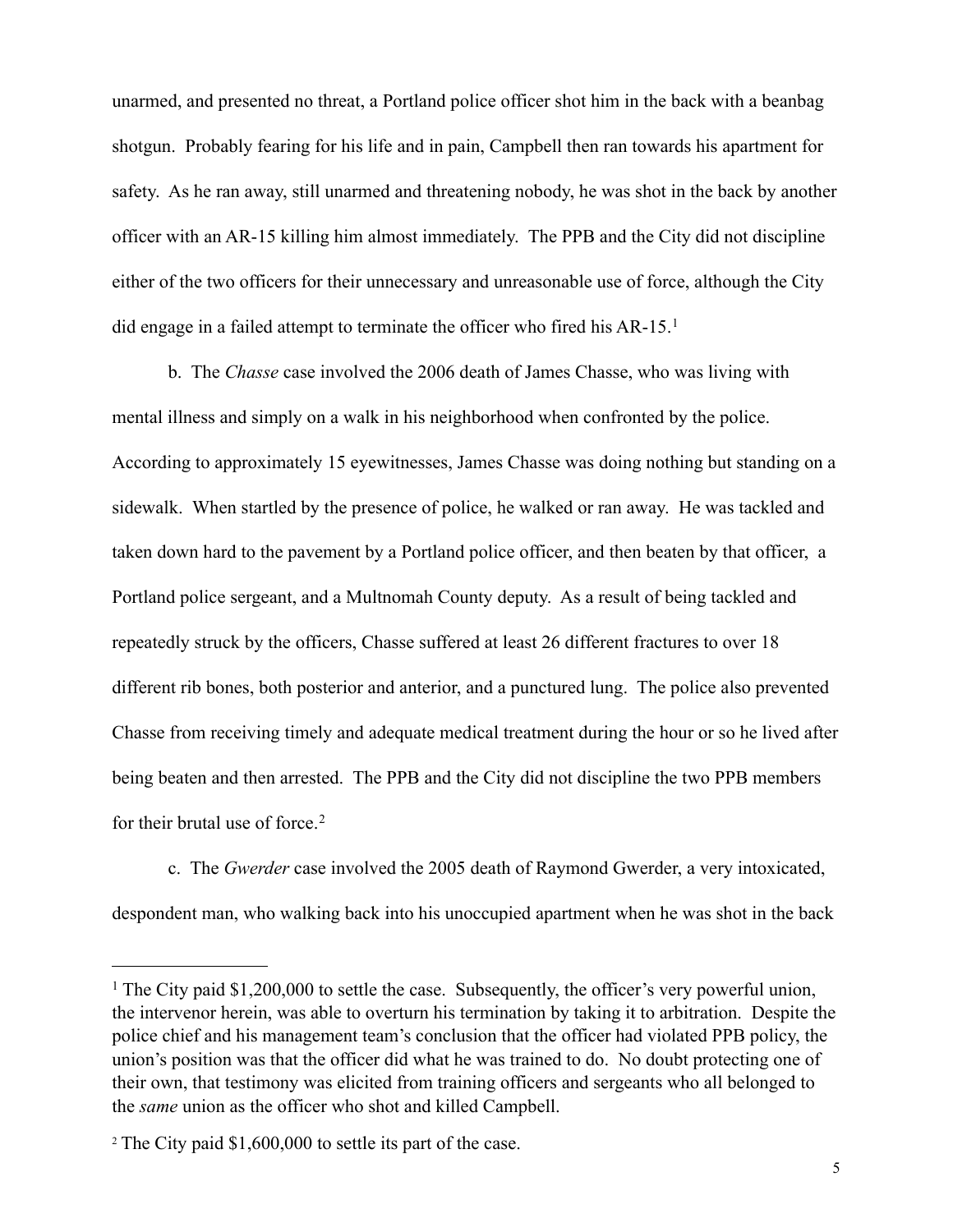unarmed, and presented no threat, a Portland police officer shot him in the back with a beanbag shotgun. Probably fearing for his life and in pain, Campbell then ran towards his apartment for safety. As he ran away, still unarmed and threatening nobody, he was shot in the back by another officer with an AR-15 killing him almost immediately. The PPB and the City did not discipline either of the two officers for their unnecessary and unreasonable use of force, although the City did engage in a failed attempt to terminate the officer who fired his AR-15.[1]

b. The *Chasse* case involved the 2006 death of James Chasse, who was living with mental illness and simply on a walk in his neighborhood when confronted by the police. According to approximately 15 eyewitnesses, James Chasse was doing nothing but standing on a sidewalk. When startled by the presence of police, he walked or ran away. He was tackled and taken down hard to the pavement by a Portland police officer, and then beaten by that officer, a Portland police sergeant, and a Multnomah County deputy. As a result of being tackled and repeatedly struck by the officers, Chasse suffered at least 26 different fractures to over 18 different rib bones, both posterior and anterior, and a punctured lung. The police also prevented Chasse from receiving timely and adequate medical treatment during the hour or so he lived after being beaten and then arrested. The PPB and the City did not discipline the two PPB members for their brutal use of force.[2]

c. The *Gwerder* case involved the 2005 death of Raymond Gwerder, a very intoxicated, despondent man, who walking back into his unoccupied apartment when he was shot in the back

---

[1] The City paid $1,200,000 to settle the case. Subsequently, the officer's very powerful union, the intervenor herein, was able to overturn his termination by taking it to arbitration. Despite the police chief and his management team's conclusion that the officer had violated PPB policy, the union's position was that the officer did what he was trained to do. No doubt protecting one of their own, that testimony was elicited from training officers and sergeants who all belonged to the *same* union as the officer who shot and killed Campbell.

[2] The City paid $1,600,000 to settle its part of the case.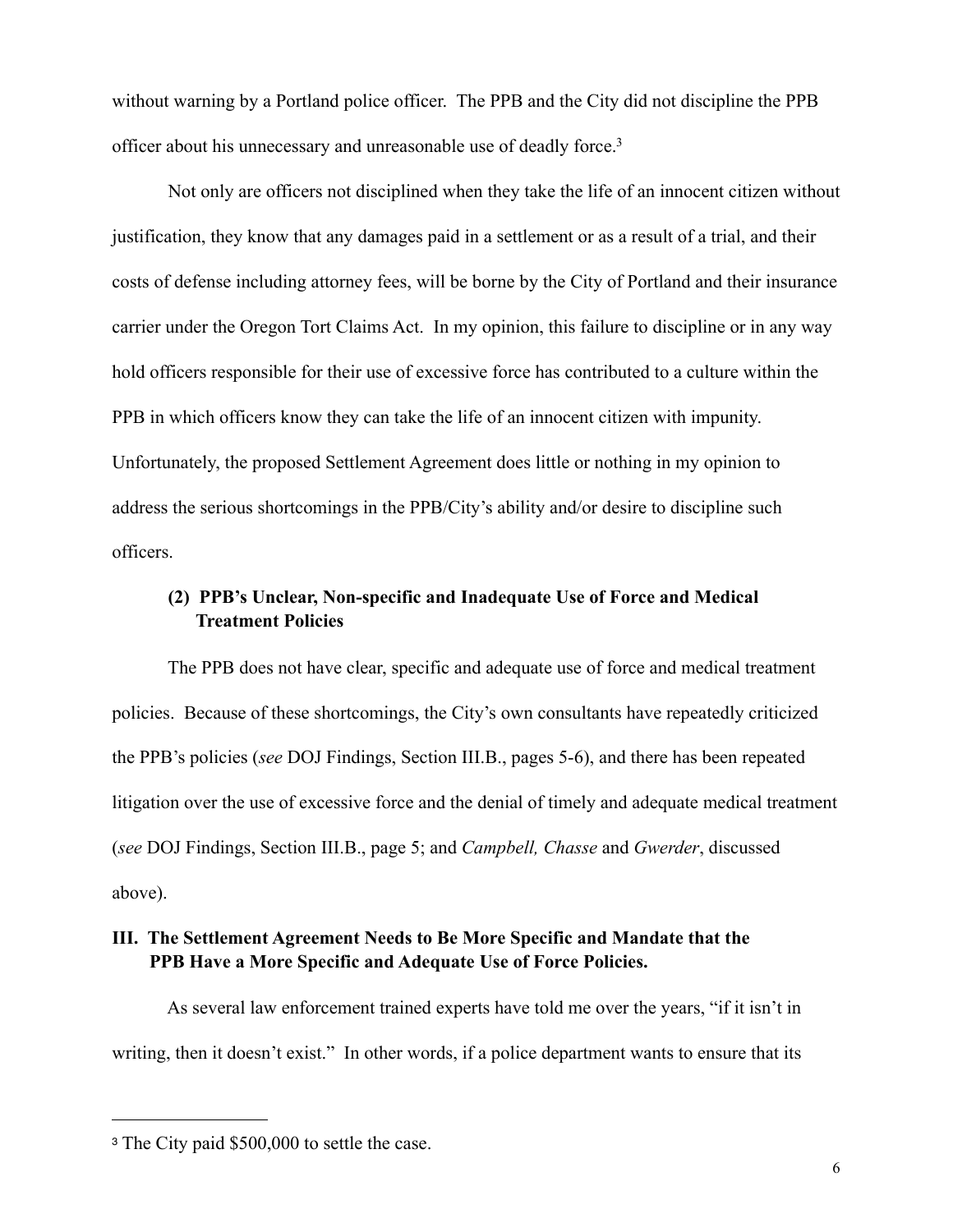without warning by a Portland police officer. The PPB and the City did not discipline the PPB officer about his unnecessary and unreasonable use of deadly force.[3]

Not only are officers not disciplined when they take the life of an innocent citizen without justification, they know that any damages paid in a settlement or as a result of a trial, and their costs of defense including attorney fees, will be borne by the City of Portland and their insurance carrier under the Oregon Tort Claims Act. In my opinion, this failure to discipline or in any way hold officers responsible for their use of excessive force has contributed to a culture within the PPB in which officers know they can take the life of an innocent citizen with impunity. Unfortunately, the proposed Settlement Agreement does little or nothing in my opinion to address the serious shortcomings in the PPB/City's ability and/or desire to discipline such officers.

### (2) PPB's Unclear, Non-specific and Inadequate Use of Force and Medical Treatment Policies

The PPB does not have clear, specific and adequate use of force and medical treatment policies. Because of these shortcomings, the City's own consultants have repeatedly criticized the PPB's policies (*see* DOJ Findings, Section III.B., pages 5-6), and there has been repeated litigation over the use of excessive force and the denial of timely and adequate medical treatment (*see* DOJ Findings, Section III.B., page 5; and *Campbell, Chasse* and *Gwerder*, discussed above).

## III. The Settlement Agreement Needs to Be More Specific and Mandate that the PPB Have a More Specific and Adequate Use of Force Policies.

As several law enforcement trained experts have told me over the years, "if it isn't in writing, then it doesn't exist." In other words, if a police department wants to ensure that its

---

[3] The City paid $500,000 to settle the case.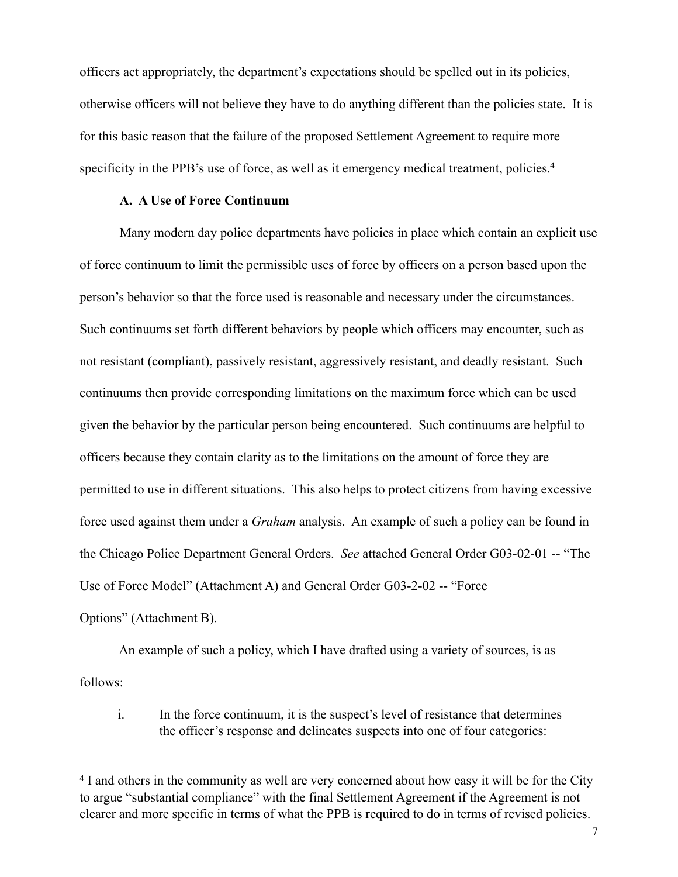officers act appropriately, the department's expectations should be spelled out in its policies, otherwise officers will not believe they have to do anything different than the policies state. It is for this basic reason that the failure of the proposed Settlement Agreement to require more specificity in the PPB's use of force, as well as it emergency medical treatment, policies.[4]

### A. A Use of Force Continuum

Many modern day police departments have policies in place which contain an explicit use of force continuum to limit the permissible uses of force by officers on a person based upon the person's behavior so that the force used is reasonable and necessary under the circumstances. Such continuums set forth different behaviors by people which officers may encounter, such as not resistant (compliant), passively resistant, aggressively resistant, and deadly resistant. Such continuums then provide corresponding limitations on the maximum force which can be used given the behavior by the particular person being encountered. Such continuums are helpful to officers because they contain clarity as to the limitations on the amount of force they are permitted to use in different situations. This also helps to protect citizens from having excessive force used against them under a *Graham* analysis. An example of such a policy can be found in the Chicago Police Department General Orders. *See* attached General Order G03-02-01 -- "The Use of Force Model" (Attachment A) and General Order G03-2-02 -- "Force Options" (Attachment B).

An example of such a policy, which I have drafted using a variety of sources, is as follows:

i. In the force continuum, it is the suspect's level of resistance that determines the officer's response and delineates suspects into one of four categories:

---

[4] I and others in the community as well are very concerned about how easy it will be for the City to argue "substantial compliance" with the final Settlement Agreement if the Agreement is not clearer and more specific in terms of what the PPB is required to do in terms of revised policies.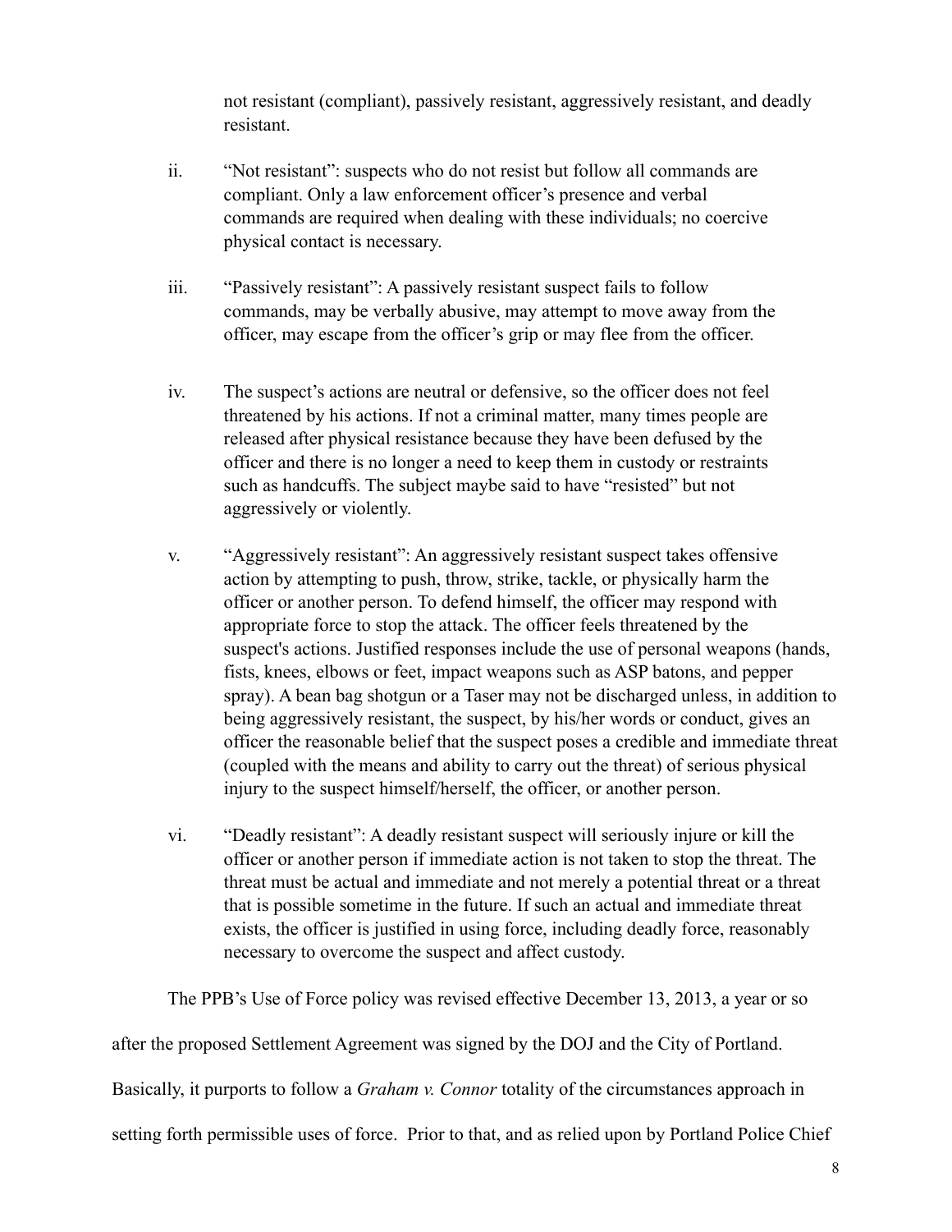not resistant (compliant), passively resistant, aggressively resistant, and deadly resistant.

ii. "Not resistant": suspects who do not resist but follow all commands are compliant. Only a law enforcement officer's presence and verbal commands are required when dealing with these individuals; no coercive physical contact is necessary.

iii. "Passively resistant": A passively resistant suspect fails to follow commands, may be verbally abusive, may attempt to move away from the officer, may escape from the officer's grip or may flee from the officer.

iv. The suspect's actions are neutral or defensive, so the officer does not feel threatened by his actions. If not a criminal matter, many times people are released after physical resistance because they have been defused by the officer and there is no longer a need to keep them in custody or restraints such as handcuffs. The subject maybe said to have "resisted" but not aggressively or violently.

v. "Aggressively resistant": An aggressively resistant suspect takes offensive action by attempting to push, throw, strike, tackle, or physically harm the officer or another person. To defend himself, the officer may respond with appropriate force to stop the attack. The officer feels threatened by the suspect's actions. Justified responses include the use of personal weapons (hands, fists, knees, elbows or feet, impact weapons such as ASP batons, and pepper spray). A bean bag shotgun or a Taser may not be discharged unless, in addition to being aggressively resistant, the suspect, by his/her words or conduct, gives an officer the reasonable belief that the suspect poses a credible and immediate threat (coupled with the means and ability to carry out the threat) of serious physical injury to the suspect himself/herself, the officer, or another person.

vi. "Deadly resistant": A deadly resistant suspect will seriously injure or kill the officer or another person if immediate action is not taken to stop the threat. The threat must be actual and immediate and not merely a potential threat or a threat that is possible sometime in the future. If such an actual and immediate threat exists, the officer is justified in using force, including deadly force, reasonably necessary to overcome the suspect and affect custody.

The PPB's Use of Force policy was revised effective December 13, 2013, a year or so after the proposed Settlement Agreement was signed by the DOJ and the City of Portland. Basically, it purports to follow a *Graham v. Connor* totality of the circumstances approach in setting forth permissible uses of force. Prior to that, and as relied upon by Portland Police Chief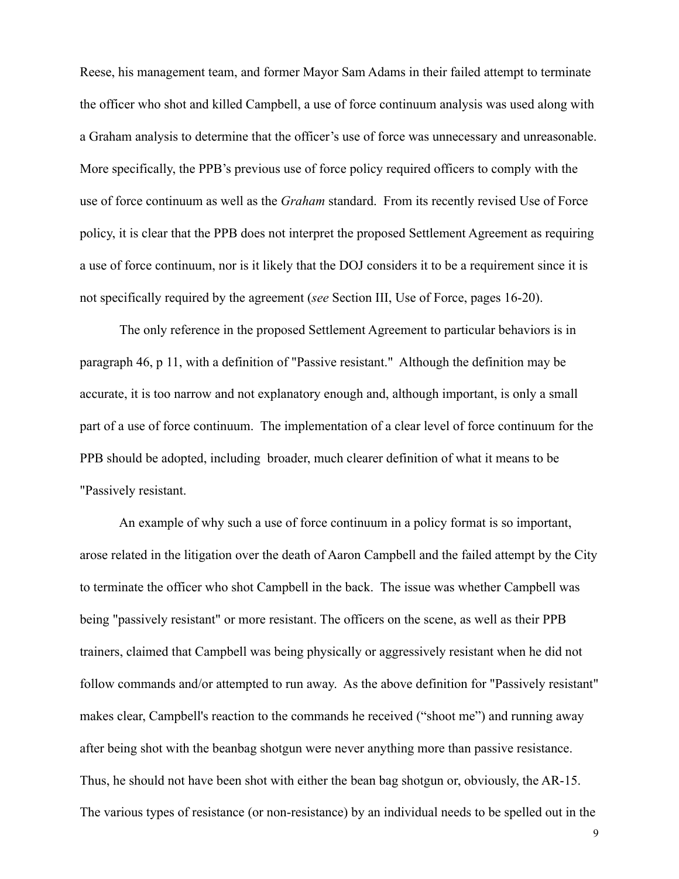Reese, his management team, and former Mayor Sam Adams in their failed attempt to terminate the officer who shot and killed Campbell, a use of force continuum analysis was used along with a Graham analysis to determine that the officer's use of force was unnecessary and unreasonable. More specifically, the PPB's previous use of force policy required officers to comply with the use of force continuum as well as the *Graham* standard. From its recently revised Use of Force policy, it is clear that the PPB does not interpret the proposed Settlement Agreement as requiring a use of force continuum, nor is it likely that the DOJ considers it to be a requirement since it is not specifically required by the agreement (*see* Section III, Use of Force, pages 16-20).

The only reference in the proposed Settlement Agreement to particular behaviors is in paragraph 46, p 11, with a definition of "Passive resistant." Although the definition may be accurate, it is too narrow and not explanatory enough and, although important, is only a small part of a use of force continuum. The implementation of a clear level of force continuum for the PPB should be adopted, including broader, much clearer definition of what it means to be "Passively resistant.

An example of why such a use of force continuum in a policy format is so important, arose related in the litigation over the death of Aaron Campbell and the failed attempt by the City to terminate the officer who shot Campbell in the back. The issue was whether Campbell was being "passively resistant" or more resistant. The officers on the scene, as well as their PPB trainers, claimed that Campbell was being physically or aggressively resistant when he did not follow commands and/or attempted to run away. As the above definition for "Passively resistant" makes clear, Campbell's reaction to the commands he received ("shoot me") and running away after being shot with the beanbag shotgun were never anything more than passive resistance. Thus, he should not have been shot with either the bean bag shotgun or, obviously, the AR-15. The various types of resistance (or non-resistance) by an individual needs to be spelled out in the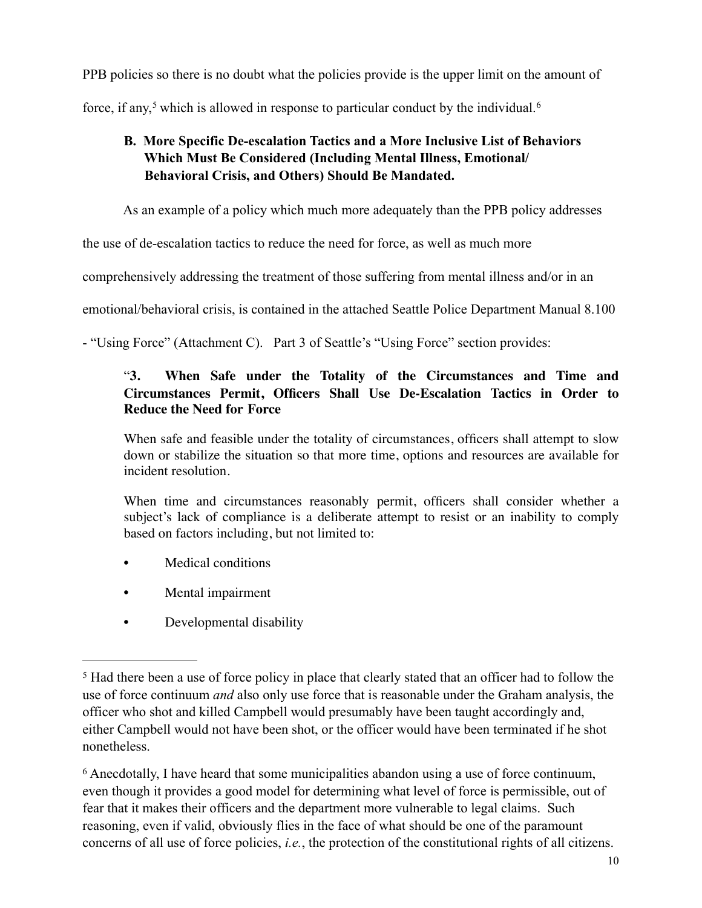PPB policies so there is no doubt what the policies provide is the upper limit on the amount of force, if any,[5] which is allowed in response to particular conduct by the individual.[6]

### B. More Specific De-escalation Tactics and a More Inclusive List of Behaviors Which Must Be Considered (Including Mental Illness, Emotional/ Behavioral Crisis, and Others) Should Be Mandated.

As an example of a policy which much more adequately than the PPB policy addresses the use of de-escalation tactics to reduce the need for force, as well as much more comprehensively addressing the treatment of those suffering from mental illness and/or in an emotional/behavioral crisis, is contained in the attached Seattle Police Department Manual 8.100 - "Using Force" (Attachment C). Part 3 of Seattle's "Using Force" section provides:

> "**3. When Safe under the Totality of the Circumstances and Time and Circumstances Permit, Officers Shall Use De-Escalation Tactics in Order to Reduce the Need for Force**
>
> When safe and feasible under the totality of circumstances, officers shall attempt to slow down or stabilize the situation so that more time, options and resources are available for incident resolution.
>
> When time and circumstances reasonably permit, officers shall consider whether a subject's lack of compliance is a deliberate attempt to resist or an inability to comply based on factors including, but not limited to:
>
> - Medical conditions
> - Mental impairment
> - Developmental disability

---

[5] Had there been a use of force policy in place that clearly stated that an officer had to follow the use of force continuum *and* also only use force that is reasonable under the Graham analysis, the officer who shot and killed Campbell would presumably have been taught accordingly and, either Campbell would not have been shot, or the officer would have been terminated if he shot nonetheless.

[6] Anecdotally, I have heard that some municipalities abandon using a use of force continuum, even though it provides a good model for determining what level of force is permissible, out of fear that it makes their officers and the department more vulnerable to legal claims. Such reasoning, even if valid, obviously flies in the face of what should be one of the paramount concerns of all use of force policies, *i.e.*, the protection of the constitutional rights of all citizens.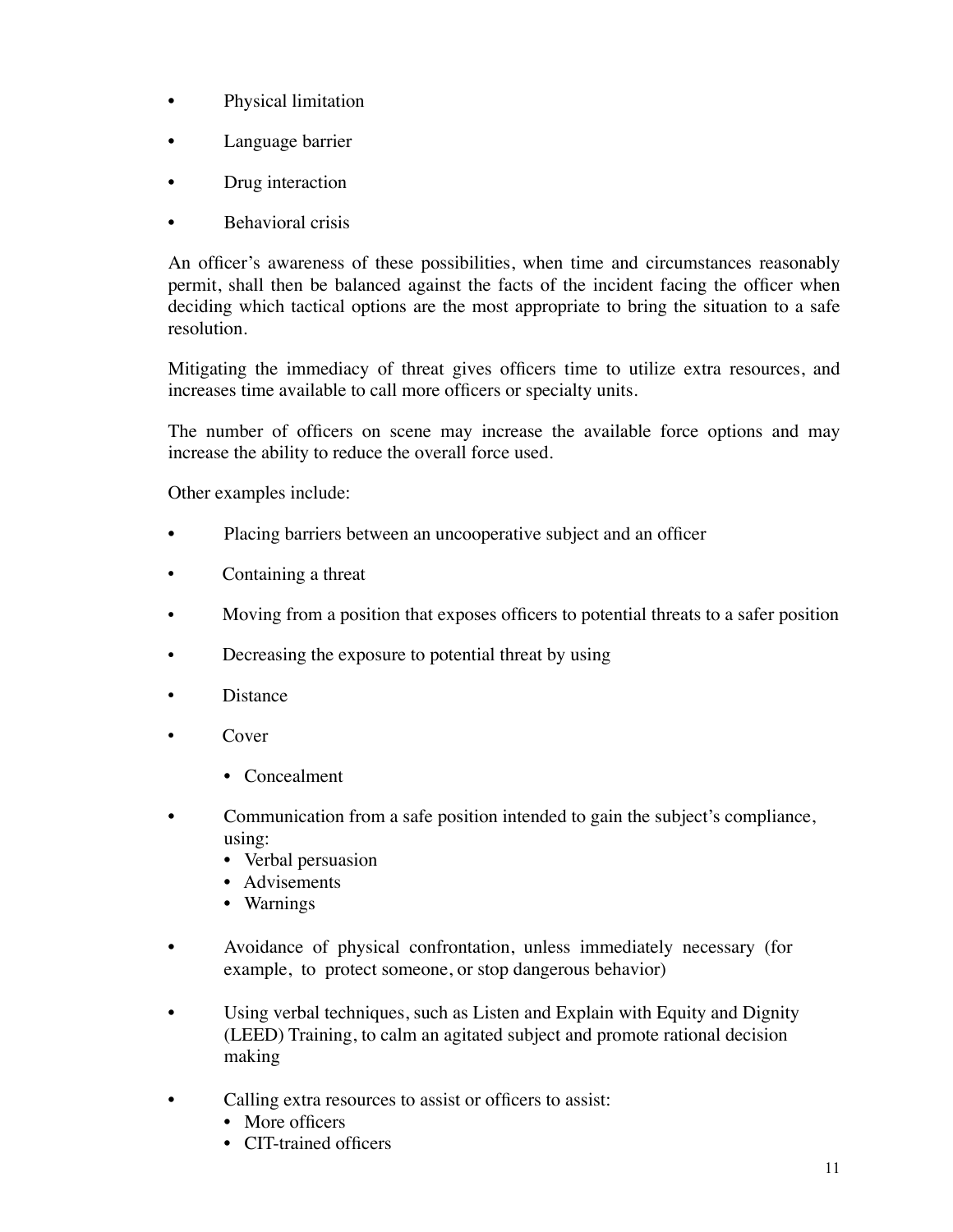- Physical limitation
- Language barrier
- Drug interaction
- Behavioral crisis

An officer's awareness of these possibilities, when time and circumstances reasonably permit, shall then be balanced against the facts of the incident facing the officer when deciding which tactical options are the most appropriate to bring the situation to a safe resolution.

Mitigating the immediacy of threat gives officers time to utilize extra resources, and increases time available to call more officers or specialty units.

The number of officers on scene may increase the available force options and may increase the ability to reduce the overall force used.

Other examples include:

- Placing barriers between an uncooperative subject and an officer
- Containing a threat
- Moving from a position that exposes officers to potential threats to a safer position
- Decreasing the exposure to potential threat by using
- Distance
- Cover
  - Concealment
- Communication from a safe position intended to gain the subject's compliance, using:
  - Verbal persuasion
  - Advisements
  - Warnings
- Avoidance of physical confrontation, unless immediately necessary (for example, to protect someone, or stop dangerous behavior)
- Using verbal techniques, such as Listen and Explain with Equity and Dignity (LEED) Training, to calm an agitated subject and promote rational decision making
- Calling extra resources to assist or officers to assist:
  - More officers
  - CIT-trained officers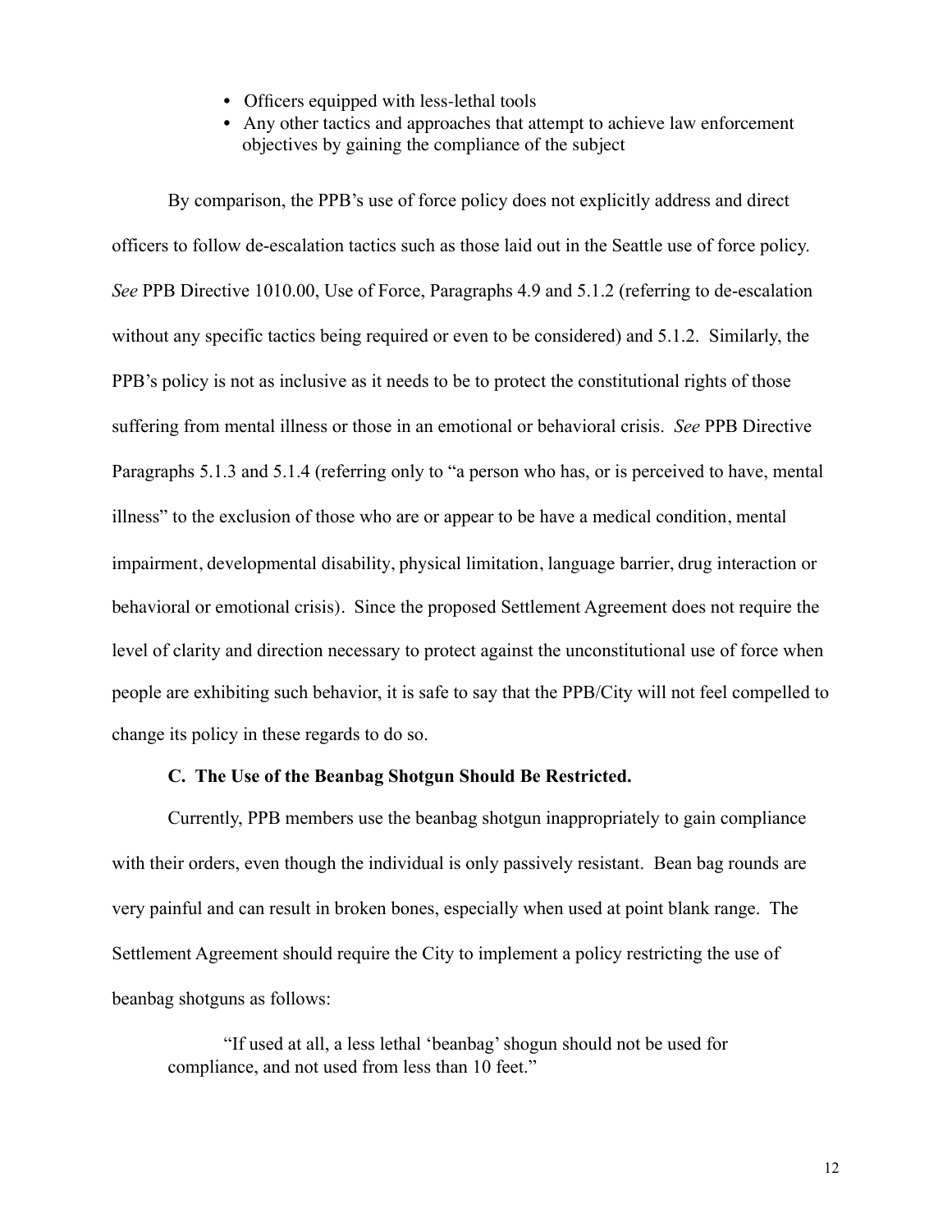- Officers equipped with less-lethal tools
- Any other tactics and approaches that attempt to achieve law enforcement objectives by gaining the compliance of the subject

By comparison, the PPB's use of force policy does not explicitly address and direct officers to follow de-escalation tactics such as those laid out in the Seattle use of force policy. *See* PPB Directive 1010.00, Use of Force, Paragraphs 4.9 and 5.1.2 (referring to de-escalation without any specific tactics being required or even to be considered) and 5.1.2. Similarly, the PPB's policy is not as inclusive as it needs to be to protect the constitutional rights of those suffering from mental illness or those in an emotional or behavioral crisis. *See* PPB Directive Paragraphs 5.1.3 and 5.1.4 (referring only to "a person who has, or is perceived to have, mental illness" to the exclusion of those who are or appear to be have a medical condition, mental impairment, developmental disability, physical limitation, language barrier, drug interaction or behavioral or emotional crisis). Since the proposed Settlement Agreement does not require the level of clarity and direction necessary to protect against the unconstitutional use of force when people are exhibiting such behavior, it is safe to say that the PPB/City will not feel compelled to change its policy in these regards to do so.

**C. The Use of the Beanbag Shotgun Should Be Restricted.**

Currently, PPB members use the beanbag shotgun inappropriately to gain compliance with their orders, even though the individual is only passively resistant. Bean bag rounds are very painful and can result in broken bones, especially when used at point blank range. The Settlement Agreement should require the City to implement a policy restricting the use of beanbag shotguns as follows:

> "If used at all, a less lethal 'beanbag' shogun should not be used for compliance, and not used from less than 10 feet."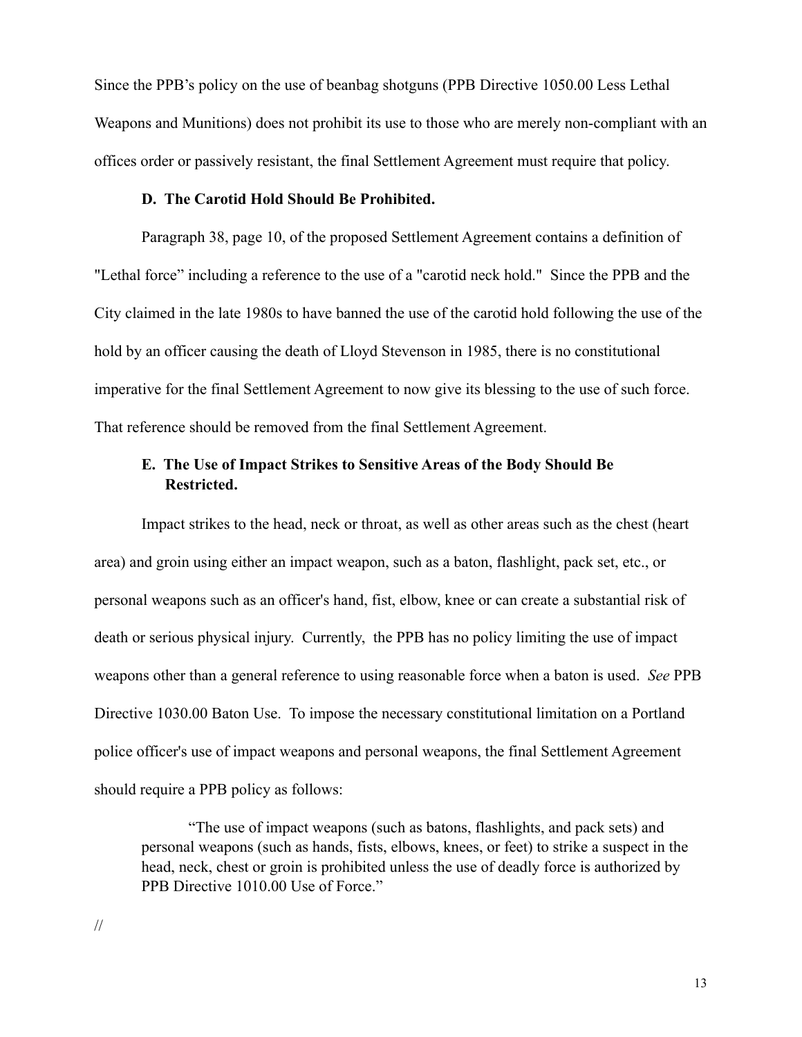Since the PPB's policy on the use of beanbag shotguns (PPB Directive 1050.00 Less Lethal Weapons and Munitions) does not prohibit its use to those who are merely non-compliant with an offices order or passively resistant, the final Settlement Agreement must require that policy.

### D. The Carotid Hold Should Be Prohibited.

Paragraph 38, page 10, of the proposed Settlement Agreement contains a definition of "Lethal force" including a reference to the use of a "carotid neck hold." Since the PPB and the City claimed in the late 1980s to have banned the use of the carotid hold following the use of the hold by an officer causing the death of Lloyd Stevenson in 1985, there is no constitutional imperative for the final Settlement Agreement to now give its blessing to the use of such force. That reference should be removed from the final Settlement Agreement.

### E. The Use of Impact Strikes to Sensitive Areas of the Body Should Be Restricted.

Impact strikes to the head, neck or throat, as well as other areas such as the chest (heart area) and groin using either an impact weapon, such as a baton, flashlight, pack set, etc., or personal weapons such as an officer's hand, fist, elbow, knee or can create a substantial risk of death or serious physical injury. Currently, the PPB has no policy limiting the use of impact weapons other than a general reference to using reasonable force when a baton is used. *See* PPB Directive 1030.00 Baton Use. To impose the necessary constitutional limitation on a Portland police officer's use of impact weapons and personal weapons, the final Settlement Agreement should require a PPB policy as follows:

> "The use of impact weapons (such as batons, flashlights, and pack sets) and personal weapons (such as hands, fists, elbows, knees, or feet) to strike a suspect in the head, neck, chest or groin is prohibited unless the use of deadly force is authorized by PPB Directive 1010.00 Use of Force."

//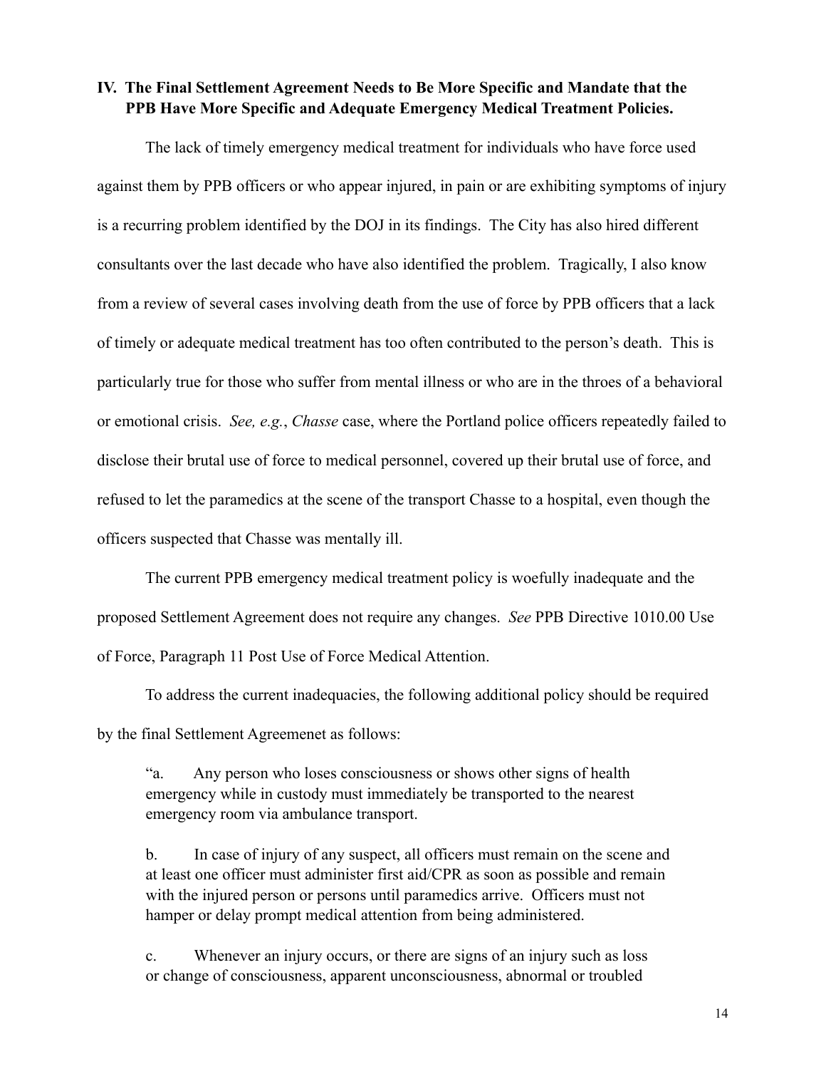## IV. The Final Settlement Agreement Needs to Be More Specific and Mandate that the PPB Have More Specific and Adequate Emergency Medical Treatment Policies.

The lack of timely emergency medical treatment for individuals who have force used against them by PPB officers or who appear injured, in pain or are exhibiting symptoms of injury is a recurring problem identified by the DOJ in its findings. The City has also hired different consultants over the last decade who have also identified the problem. Tragically, I also know from a review of several cases involving death from the use of force by PPB officers that a lack of timely or adequate medical treatment has too often contributed to the person's death. This is particularly true for those who suffer from mental illness or who are in the throes of a behavioral or emotional crisis. *See, e.g.*, *Chasse* case, where the Portland police officers repeatedly failed to disclose their brutal use of force to medical personnel, covered up their brutal use of force, and refused to let the paramedics at the scene of the transport Chasse to a hospital, even though the officers suspected that Chasse was mentally ill.

The current PPB emergency medical treatment policy is woefully inadequate and the proposed Settlement Agreement does not require any changes. *See* PPB Directive 1010.00 Use of Force, Paragraph 11 Post Use of Force Medical Attention.

To address the current inadequacies, the following additional policy should be required by the final Settlement Agreemenet as follows:

> "a. Any person who loses consciousness or shows other signs of health emergency while in custody must immediately be transported to the nearest emergency room via ambulance transport.
>
> b. In case of injury of any suspect, all officers must remain on the scene and at least one officer must administer first aid/CPR as soon as possible and remain with the injured person or persons until paramedics arrive. Officers must not hamper or delay prompt medical attention from being administered.
>
> c. Whenever an injury occurs, or there are signs of an injury such as loss or change of consciousness, apparent unconsciousness, abnormal or troubled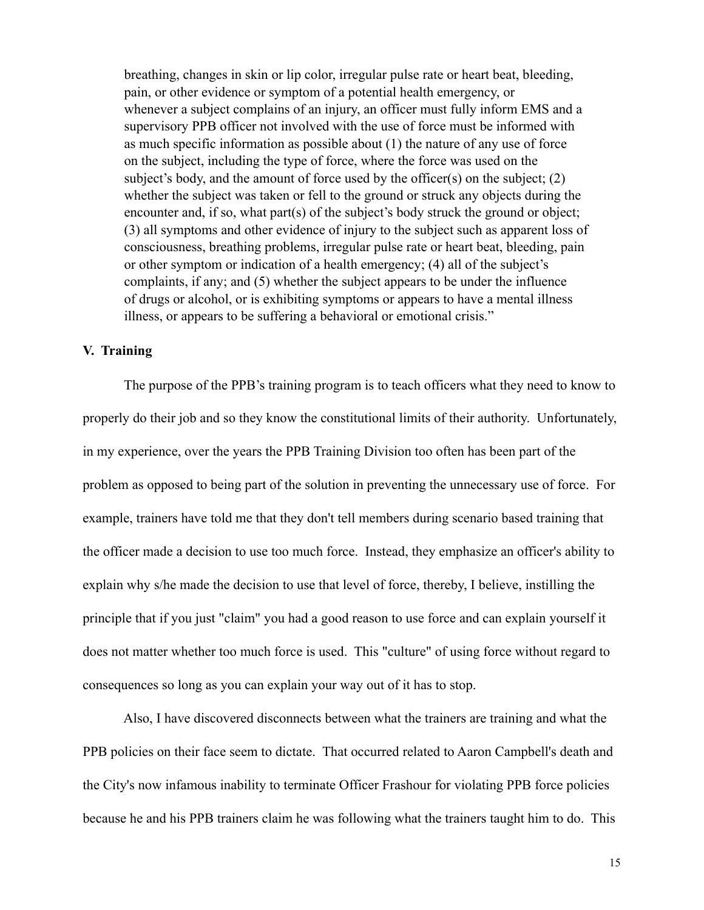breathing, changes in skin or lip color, irregular pulse rate or heart beat, bleeding, pain, or other evidence or symptom of a potential health emergency, or whenever a subject complains of an injury, an officer must fully inform EMS and a supervisory PPB officer not involved with the use of force must be informed with as much specific information as possible about (1) the nature of any use of force on the subject, including the type of force, where the force was used on the subject's body, and the amount of force used by the officer(s) on the subject; (2) whether the subject was taken or fell to the ground or struck any objects during the encounter and, if so, what part(s) of the subject's body struck the ground or object; (3) all symptoms and other evidence of injury to the subject such as apparent loss of consciousness, breathing problems, irregular pulse rate or heart beat, bleeding, pain or other symptom or indication of a health emergency; (4) all of the subject's complaints, if any; and (5) whether the subject appears to be under the influence of drugs or alcohol, or is exhibiting symptoms or appears to have a mental illness illness, or appears to be suffering a behavioral or emotional crisis."

**V. Training**

The purpose of the PPB's training program is to teach officers what they need to know to properly do their job and so they know the constitutional limits of their authority. Unfortunately, in my experience, over the years the PPB Training Division too often has been part of the problem as opposed to being part of the solution in preventing the unnecessary use of force. For example, trainers have told me that they don't tell members during scenario based training that the officer made a decision to use too much force. Instead, they emphasize an officer's ability to explain why s/he made the decision to use that level of force, thereby, I believe, instilling the principle that if you just "claim" you had a good reason to use force and can explain yourself it does not matter whether too much force is used. This "culture" of using force without regard to consequences so long as you can explain your way out of it has to stop.

Also, I have discovered disconnects between what the trainers are training and what the PPB policies on their face seem to dictate. That occurred related to Aaron Campbell's death and the City's now infamous inability to terminate Officer Frashour for violating PPB force policies because he and his PPB trainers claim he was following what the trainers taught him to do. This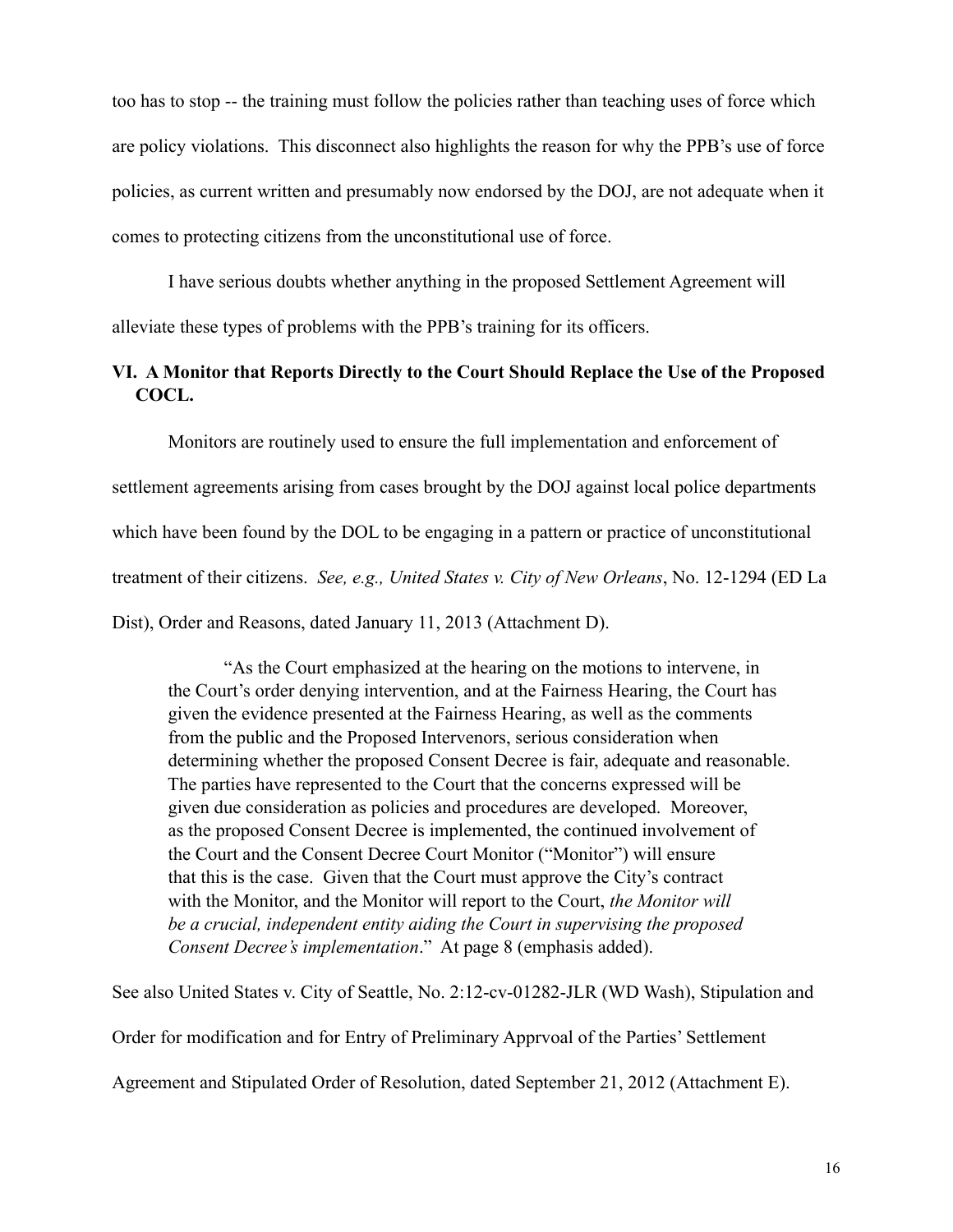too has to stop -- the training must follow the policies rather than teaching uses of force which are policy violations. This disconnect also highlights the reason for why the PPB's use of force policies, as current written and presumably now endorsed by the DOJ, are not adequate when it comes to protecting citizens from the unconstitutional use of force.

I have serious doubts whether anything in the proposed Settlement Agreement will alleviate these types of problems with the PPB's training for its officers.

## VI. A Monitor that Reports Directly to the Court Should Replace the Use of the Proposed COCL.

Monitors are routinely used to ensure the full implementation and enforcement of settlement agreements arising from cases brought by the DOJ against local police departments which have been found by the DOL to be engaging in a pattern or practice of unconstitutional treatment of their citizens. *See, e.g., United States v. City of New Orleans*, No. 12-1294 (ED La Dist), Order and Reasons, dated January 11, 2013 (Attachment D).

> "As the Court emphasized at the hearing on the motions to intervene, in the Court's order denying intervention, and at the Fairness Hearing, the Court has given the evidence presented at the Fairness Hearing, as well as the comments from the public and the Proposed Intervenors, serious consideration when determining whether the proposed Consent Decree is fair, adequate and reasonable. The parties have represented to the Court that the concerns expressed will be given due consideration as policies and procedures are developed. Moreover, as the proposed Consent Decree is implemented, the continued involvement of the Court and the Consent Decree Court Monitor ("Monitor") will ensure that this is the case. Given that the Court must approve the City's contract with the Monitor, and the Monitor will report to the Court, *the Monitor will be a crucial, independent entity aiding the Court in supervising the proposed Consent Decree's implementation*." At page 8 (emphasis added).

See also United States v. City of Seattle, No. 2:12-cv-01282-JLR (WD Wash), Stipulation and Order for modification and for Entry of Preliminary Apprvoal of the Parties' Settlement Agreement and Stipulated Order of Resolution, dated September 21, 2012 (Attachment E).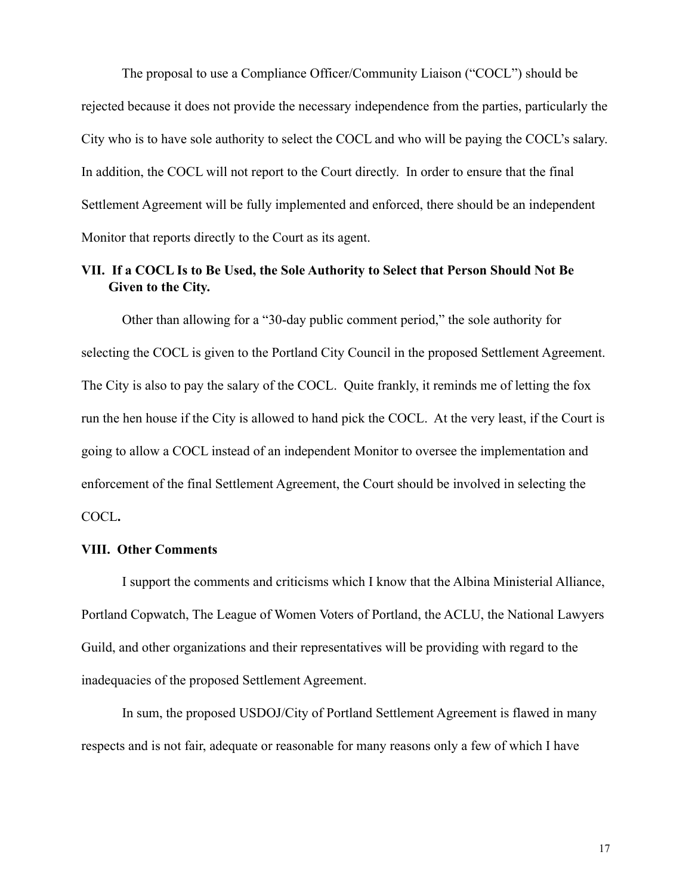The proposal to use a Compliance Officer/Community Liaison ("COCL") should be rejected because it does not provide the necessary independence from the parties, particularly the City who is to have sole authority to select the COCL and who will be paying the COCL's salary. In addition, the COCL will not report to the Court directly. In order to ensure that the final Settlement Agreement will be fully implemented and enforced, there should be an independent Monitor that reports directly to the Court as its agent.

## VII. If a COCL Is to Be Used, the Sole Authority to Select that Person Should Not Be Given to the City.

Other than allowing for a "30-day public comment period," the sole authority for selecting the COCL is given to the Portland City Council in the proposed Settlement Agreement. The City is also to pay the salary of the COCL. Quite frankly, it reminds me of letting the fox run the hen house if the City is allowed to hand pick the COCL. At the very least, if the Court is going to allow a COCL instead of an independent Monitor to oversee the implementation and enforcement of the final Settlement Agreement, the Court should be involved in selecting the COCL**.**

## VIII. Other Comments

I support the comments and criticisms which I know that the Albina Ministerial Alliance, Portland Copwatch, The League of Women Voters of Portland, the ACLU, the National Lawyers Guild, and other organizations and their representatives will be providing with regard to the inadequacies of the proposed Settlement Agreement.

In sum, the proposed USDOJ/City of Portland Settlement Agreement is flawed in many respects and is not fair, adequate or reasonable for many reasons only a few of which I have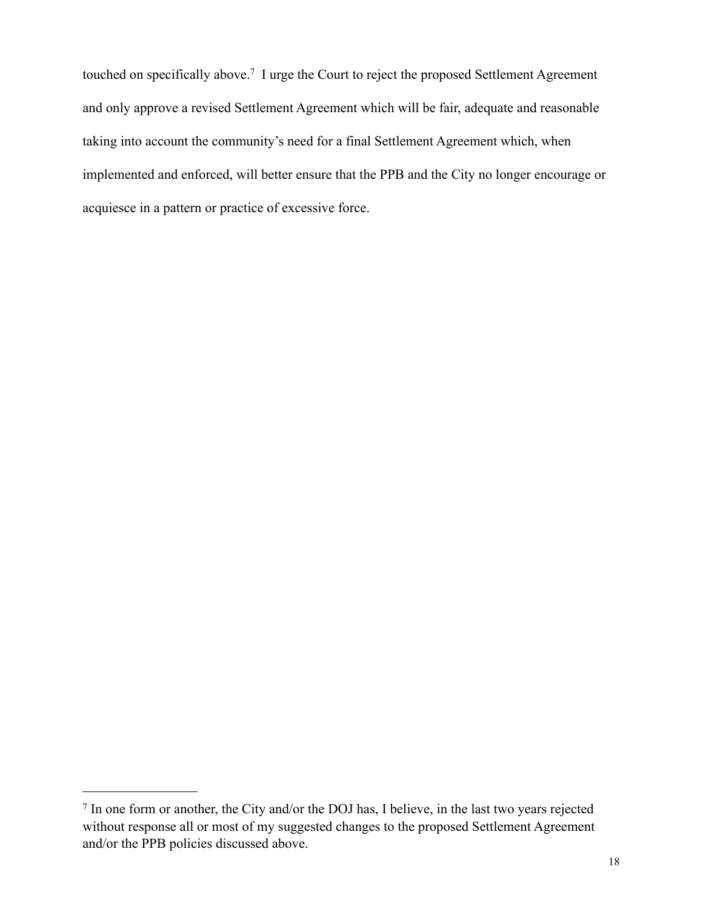touched on specifically above.[7] I urge the Court to reject the proposed Settlement Agreement and only approve a revised Settlement Agreement which will be fair, adequate and reasonable taking into account the community's need for a final Settlement Agreement which, when implemented and enforced, will better ensure that the PPB and the City no longer encourage or acquiesce in a pattern or practice of excessive force.

---

[7] In one form or another, the City and/or the DOJ has, I believe, in the last two years rejected without response all or most of my suggested changes to the proposed Settlement Agreement and/or the PPB policies discussed above.